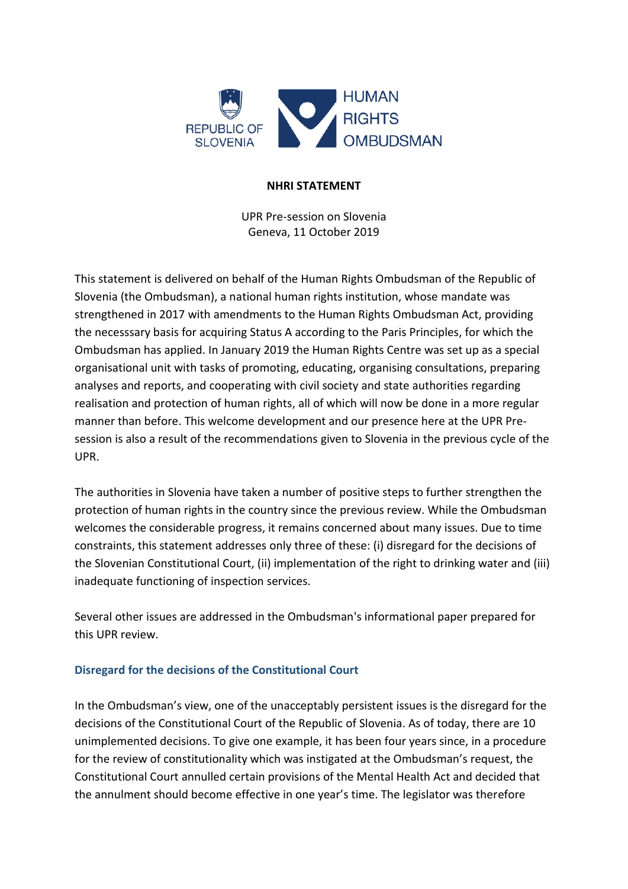REPUBLIC OF SLOVENIA

HUMAN RIGHTS OMBUDSMAN

**NHRI STATEMENT**

UPR Pre-session on Slovenia
Geneva, 11 October 2019

This statement is delivered on behalf of the Human Rights Ombudsman of the Republic of Slovenia (the Ombudsman), a national human rights institution, whose mandate was strengthened in 2017 with amendments to the Human Rights Ombudsman Act, providing the necesssary basis for acquiring Status A according to the Paris Principles, for which the Ombudsman has applied. In January 2019 the Human Rights Centre was set up as a special organisational unit with tasks of promoting, educating, organising consultations, preparing analyses and reports, and cooperating with civil society and state authorities regarding realisation and protection of human rights, all of which will now be done in a more regular manner than before. This welcome development and our presence here at the UPR Pre-session is also a result of the recommendations given to Slovenia in the previous cycle of the UPR.

The authorities in Slovenia have taken a number of positive steps to further strengthen the protection of human rights in the country since the previous review. While the Ombudsman welcomes the considerable progress, it remains concerned about many issues. Due to time constraints, this statement addresses only three of these: (i) disregard for the decisions of the Slovenian Constitutional Court, (ii) implementation of the right to drinking water and (iii) inadequate functioning of inspection services.

Several other issues are addressed in the Ombudsman's informational paper prepared for this UPR review.

### Disregard for the decisions of the Constitutional Court

In the Ombudsman's view, one of the unacceptably persistent issues is the disregard for the decisions of the Constitutional Court of the Republic of Slovenia. As of today, there are 10 unimplemented decisions. To give one example, it has been four years since, in a procedure for the review of constitutionality which was instigated at the Ombudsman's request, the Constitutional Court annulled certain provisions of the Mental Health Act and decided that the annulment should become effective in one year's time. The legislator was therefore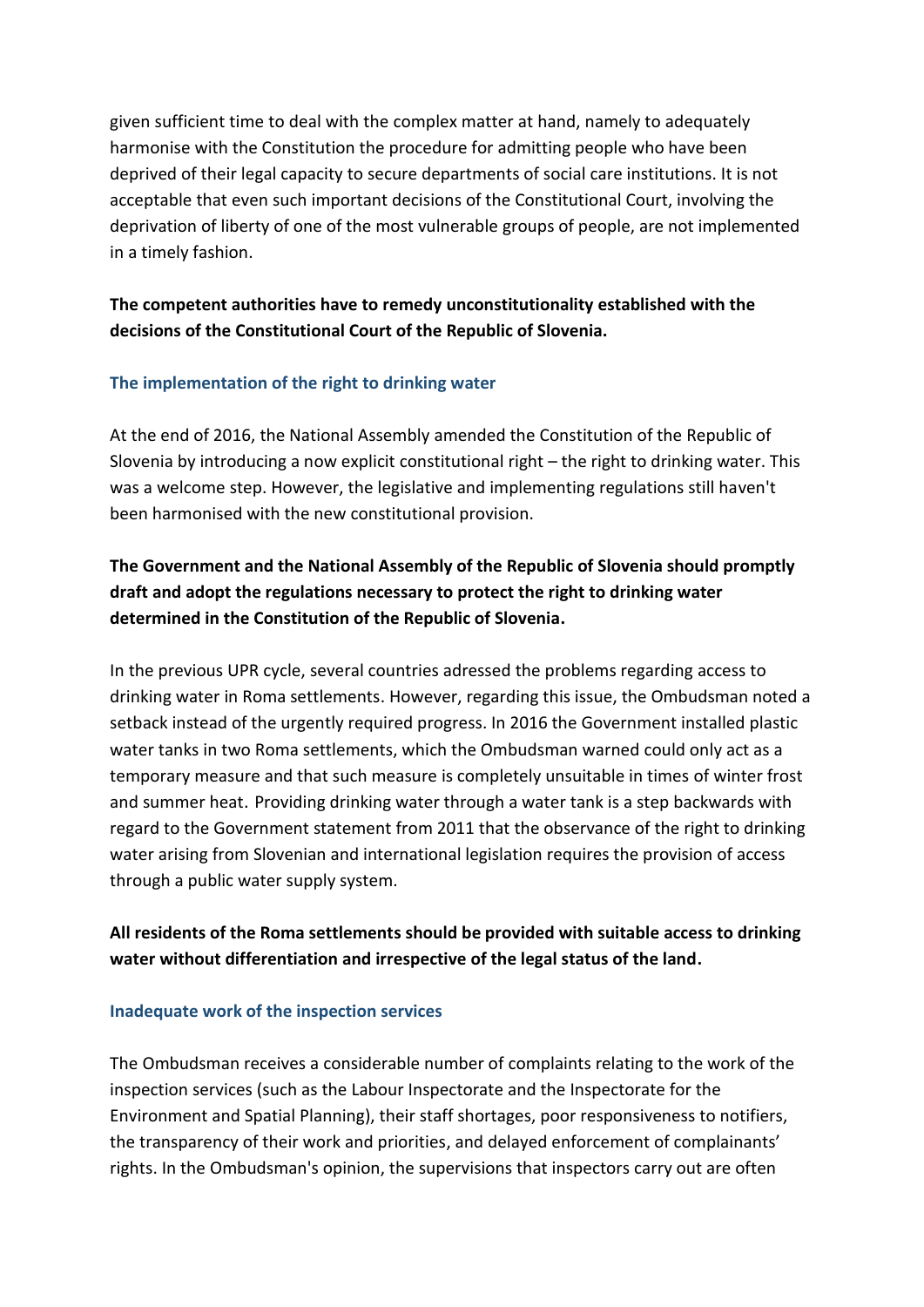given sufficient time to deal with the complex matter at hand, namely to adequately harmonise with the Constitution the procedure for admitting people who have been deprived of their legal capacity to secure departments of social care institutions. It is not acceptable that even such important decisions of the Constitutional Court, involving the deprivation of liberty of one of the most vulnerable groups of people, are not implemented in a timely fashion.

**The competent authorities have to remedy unconstitutionality established with the decisions of the Constitutional Court of the Republic of Slovenia.**

### The implementation of the right to drinking water

At the end of 2016, the National Assembly amended the Constitution of the Republic of Slovenia by introducing a now explicit constitutional right – the right to drinking water. This was a welcome step. However, the legislative and implementing regulations still haven't been harmonised with the new constitutional provision.

**The Government and the National Assembly of the Republic of Slovenia should promptly draft and adopt the regulations necessary to protect the right to drinking water determined in the Constitution of the Republic of Slovenia.**

In the previous UPR cycle, several countries adressed the problems regarding access to drinking water in Roma settlements. However, regarding this issue, the Ombudsman noted a setback instead of the urgently required progress. In 2016 the Government installed plastic water tanks in two Roma settlements, which the Ombudsman warned could only act as a temporary measure and that such measure is completely unsuitable in times of winter frost and summer heat. Providing drinking water through a water tank is a step backwards with regard to the Government statement from 2011 that the observance of the right to drinking water arising from Slovenian and international legislation requires the provision of access through a public water supply system.

**All residents of the Roma settlements should be provided with suitable access to drinking water without differentiation and irrespective of the legal status of the land.**

### Inadequate work of the inspection services

The Ombudsman receives a considerable number of complaints relating to the work of the inspection services (such as the Labour Inspectorate and the Inspectorate for the Environment and Spatial Planning), their staff shortages, poor responsiveness to notifiers, the transparency of their work and priorities, and delayed enforcement of complainants' rights. In the Ombudsman's opinion, the supervisions that inspectors carry out are often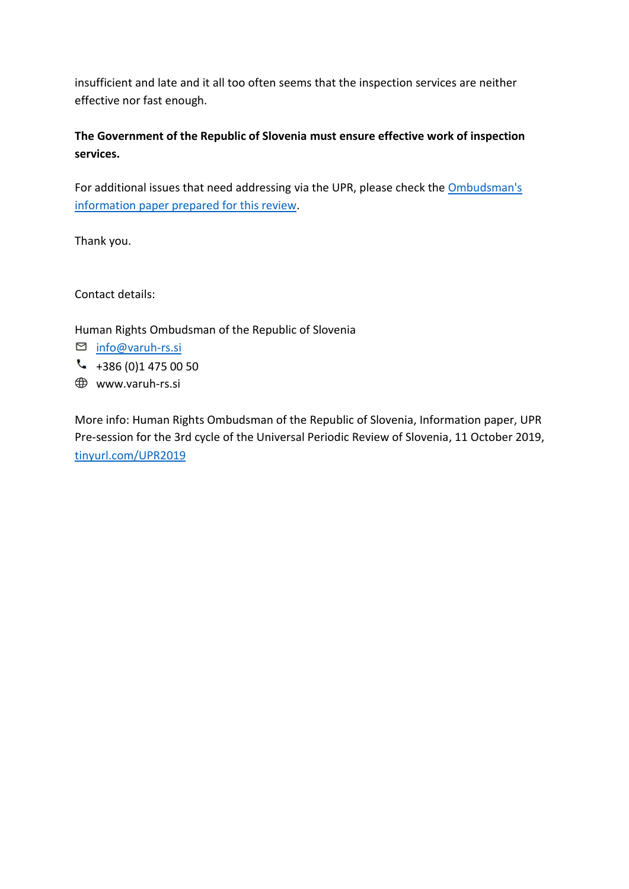insufficient and late and it all too often seems that the inspection services are neither effective nor fast enough.

**The Government of the Republic of Slovenia must ensure effective work of inspection services.**

For additional issues that need addressing via the UPR, please check the Ombudsman's information paper prepared for this review.

Thank you.

Contact details:

Human Rights Ombudsman of the Republic of Slovenia
✉ info@varuh-rs.si
📞 +386 (0)1 475 00 50
🌐 www.varuh-rs.si

More info: Human Rights Ombudsman of the Republic of Slovenia, Information paper, UPR Pre-session for the 3rd cycle of the Universal Periodic Review of Slovenia, 11 October 2019, tinyurl.com/UPR2019